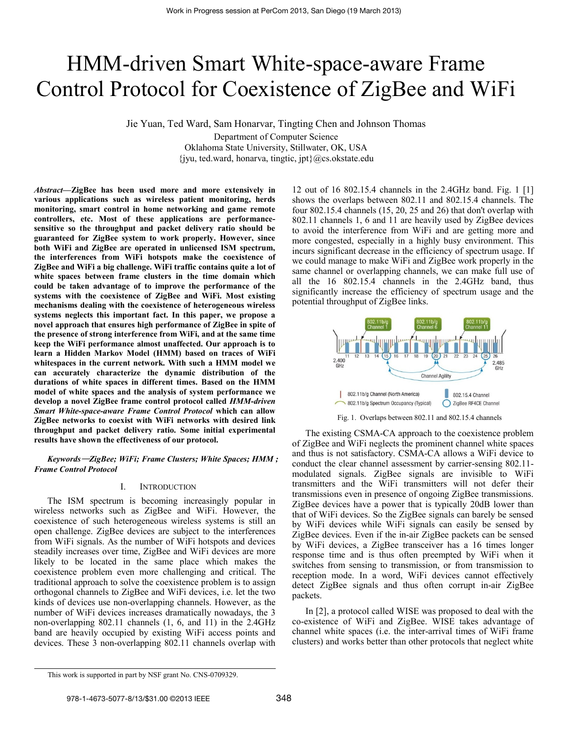# HMM-driven Smart White-space-aware Frame Control Protocol for Coexistence of ZigBee and WiFi

Jie Yuan, Ted Ward, Sam Honarvar, Tingting Chen and Johnson Thomas

Department of Computer Science
Oklahoma State University, Stillwater, OK, USA
{jyu, ted.ward, honarva, tingtic, jpt}@cs.okstate.edu

***Abstract*—ZigBee has been used more and more extensively in various applications such as wireless patient monitoring, herds monitoring, smart control in home networking and game remote controllers, etc. Most of these applications are performance-sensitive so the throughput and packet delivery ratio should be guaranteed for ZigBee system to work properly. However, since both WiFi and ZigBee are operated in unlicensed ISM spectrum, the interferences from WiFi hotspots make the coexistence of ZigBee and WiFi a big challenge. WiFi traffic contains quite a lot of white spaces between frame clusters in the time domain which could be taken advantage of to improve the performance of the systems with the coexistence of ZigBee and WiFi. Most existing mechanisms dealing with the coexistence of heterogeneous wireless systems neglects this important fact. In this paper, we propose a novel approach that ensures high performance of ZigBee in spite of the presence of strong interference from WiFi, and at the same time keep the WiFi performance almost unaffected. Our approach is to learn a Hidden Markov Model (HMM) based on traces of WiFi whitespaces in the current network. With such a HMM model we can accurately characterize the dynamic distribution of the durations of white spaces in different times. Based on the HMM model of white spaces and the analysis of system performance we develop a novel ZigBee frame control protocol called *HMM-driven Smart White-space-aware Frame Control Protocol* which can allow ZigBee networks to coexist with WiFi networks with desired link throughput and packet delivery ratio. Some initial experimental results have shown the effectiveness of our protocol.**

***Keywords*—ZigBee; WiFi; Frame Clusters; White Spaces; HMM ; Frame Control Protocol**

## I. Introduction

The ISM spectrum is becoming increasingly popular in wireless networks such as ZigBee and WiFi. However, the coexistence of such heterogeneous wireless systems is still an open challenge. ZigBee devices are subject to the interferences from WiFi signals. As the number of WiFi hotspots and devices steadily increases over time, ZigBee and WiFi devices are more likely to be located in the same place which makes the coexistence problem even more challenging and critical. The traditional approach to solve the coexistence problem is to assign orthogonal channels to ZigBee and WiFi devices, i.e. let the two kinds of devices use non-overlapping channels. However, as the number of WiFi devices increases dramatically nowadays, the 3 non-overlapping 802.11 channels (1, 6, and 11) in the 2.4GHz band are heavily occupied by existing WiFi access points and devices. These 3 non-overlapping 802.11 channels overlap with 12 out of 16 802.15.4 channels in the 2.4GHz band. Fig. 1 [1] shows the overlaps between 802.11 and 802.15.4 channels. The four 802.15.4 channels (15, 20, 25 and 26) that don't overlap with 802.11 channels 1, 6 and 11 are heavily used by ZigBee devices to avoid the interference from WiFi and are getting more and more congested, especially in a highly busy environment. This incurs significant decrease in the efficiency of spectrum usage. If we could manage to make WiFi and ZigBee work properly in the same channel or overlapping channels, we can make full use of all the 16 802.15.4 channels in the 2.4GHz band, thus significantly increase the efficiency of spectrum usage and the potential throughput of ZigBee links.

802.11b/g Channel 1
802.11b/g Channel 6
802.11b/g Channel 11
11 12 13 14 15 16 17 18 19 20 21 22 23 24 25 26
2.400 GHz
2.485 GHz
Channel Agility
802.11b/g Channel (North America)
802.15.4 Channel
802.11b/g Spectrum Occupancy (Typical)
ZigBee RF4CE Channel

Fig. 1. Overlaps between 802.11 and 802.15.4 channels

The existing CSMA-CA approach to the coexistence problem of ZigBee and WiFi neglects the prominent channel white spaces and thus is not satisfactory. CSMA-CA allows a WiFi device to conduct the clear channel assessment by carrier-sensing 802.11-modulated signals. ZigBee signals are invisible to WiFi transmitters and the WiFi transmitters will not defer their transmissions even in presence of ongoing ZigBee transmissions. ZigBee devices have a power that is typically 20dB lower than that of WiFi devices. So the ZigBee signals can barely be sensed by WiFi devices while WiFi signals can easily be sensed by ZigBee devices. Even if the in-air ZigBee packets can be sensed by WiFi devices, a ZigBee transceiver has a 16 times longer response time and is thus often preempted by WiFi when it switches from sensing to transmission, or from transmission to reception mode. In a word, WiFi devices cannot effectively detect ZigBee signals and thus often corrupt in-air ZigBee packets.

In [2], a protocol called WISE was proposed to deal with the co-existence of WiFi and ZigBee. WISE takes advantage of channel white spaces (i.e. the inter-arrival times of WiFi frame clusters) and works better than other protocols that neglect white

This work is supported in part by NSF grant No. CNS-0709329.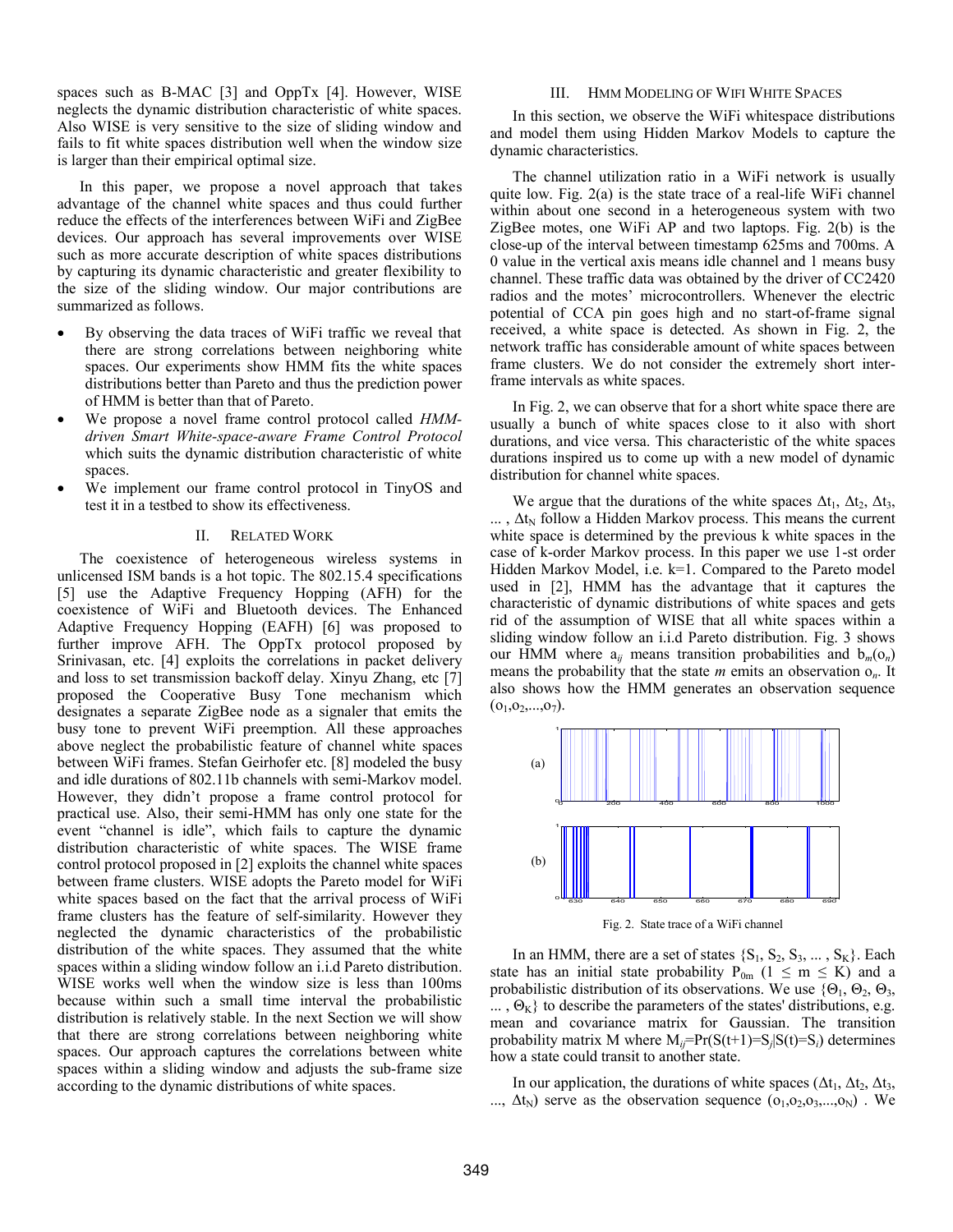spaces such as B-MAC [3] and OppTx [4]. However, WISE neglects the dynamic distribution characteristic of white spaces. Also WISE is very sensitive to the size of sliding window and fails to fit white spaces distribution well when the window size is larger than their empirical optimal size.

In this paper, we propose a novel approach that takes advantage of the channel white spaces and thus could further reduce the effects of the interferences between WiFi and ZigBee devices. Our approach has several improvements over WISE such as more accurate description of white spaces distributions by capturing its dynamic characteristic and greater flexibility to the size of the sliding window. Our major contributions are summarized as follows.

- By observing the data traces of WiFi traffic we reveal that there are strong correlations between neighboring white spaces. Our experiments show HMM fits the white spaces distributions better than Pareto and thus the prediction power of HMM is better than that of Pareto.
- We propose a novel frame control protocol called *HMM-driven Smart White-space-aware Frame Control Protocol* which suits the dynamic distribution characteristic of white spaces.
- We implement our frame control protocol in TinyOS and test it in a testbed to show its effectiveness.

## II. Related Work

The coexistence of heterogeneous wireless systems in unlicensed ISM bands is a hot topic. The 802.15.4 specifications [5] use the Adaptive Frequency Hopping (AFH) for the coexistence of WiFi and Bluetooth devices. The Enhanced Adaptive Frequency Hopping (EAFH) [6] was proposed to further improve AFH. The OppTx protocol proposed by Srinivasan, etc. [4] exploits the correlations in packet delivery and loss to set transmission backoff delay. Xinyu Zhang, etc [7] proposed the Cooperative Busy Tone mechanism which designates a separate ZigBee node as a signaler that emits the busy tone to prevent WiFi preemption. All these approaches above neglect the probabilistic feature of channel white spaces between WiFi frames. Stefan Geirhofer etc. [8] modeled the busy and idle durations of 802.11b channels with semi-Markov model. However, they didn't propose a frame control protocol for practical use. Also, their semi-HMM has only one state for the event "channel is idle", which fails to capture the dynamic distribution characteristic of white spaces. The WISE frame control protocol proposed in [2] exploits the channel white spaces between frame clusters. WISE adopts the Pareto model for WiFi white spaces based on the fact that the arrival process of WiFi frame clusters has the feature of self-similarity. However they neglected the dynamic characteristics of the probabilistic distribution of the white spaces. They assumed that the white spaces within a sliding window follow an i.i.d Pareto distribution. WISE works well when the window size is less than 100ms because within such a small time interval the probabilistic distribution is relatively stable. In the next Section we will show that there are strong correlations between neighboring white spaces. Our approach captures the correlations between white spaces within a sliding window and adjusts the sub-frame size according to the dynamic distributions of white spaces.

## III. HMM Modeling of WiFi White Spaces

In this section, we observe the WiFi whitespace distributions and model them using Hidden Markov Models to capture the dynamic characteristics.

The channel utilization ratio in a WiFi network is usually quite low. Fig. 2(a) is the state trace of a real-life WiFi channel within about one second in a heterogeneous system with two ZigBee motes, one WiFi AP and two laptops. Fig. 2(b) is the close-up of the interval between timestamp 625ms and 700ms. A 0 value in the vertical axis means idle channel and 1 means busy channel. These traffic data was obtained by the driver of CC2420 radios and the motes' microcontrollers. Whenever the electric potential of CCA pin goes high and no start-of-frame signal received, a white space is detected. As shown in Fig. 2, the network traffic has considerable amount of white spaces between frame clusters. We do not consider the extremely short inter-frame intervals as white spaces.

In Fig. 2, we can observe that for a short white space there are usually a bunch of white spaces close to it also with short durations, and vice versa. This characteristic of the white spaces durations inspired us to come up with a new model of dynamic distribution for channel white spaces.

We argue that the durations of the white spaces $\Delta t_1$, $\Delta t_2$, $\Delta t_3$, ... , $\Delta t_N$ follow a Hidden Markov process. This means the current white space is determined by the previous k white spaces in the case of k-order Markov process. In this paper we use 1-st order Hidden Markov Model, i.e. k=1. Compared to the Pareto model used in [2], HMM has the advantage that it captures the characteristic of dynamic distributions of white spaces and gets rid of the assumption of WISE that all white spaces within a sliding window follow an i.i.d Pareto distribution. Fig. 3 shows our HMM where $a_{ij}$ means transition probabilities and $b_m(o_n)$ means the probability that the state *m* emits an observation $o_n$. It also shows how the HMM generates an observation sequence $(o_1,o_2,...,o_7)$.

Fig. 2. State trace of a WiFi channel

In an HMM, there are a set of states $\{S_1, S_2, S_3, ... , S_K\}$. Each state has an initial state probability $P_{0m}$ $(1 \leq m \leq K)$ and a probabilistic distribution of its observations. We use $\{\Theta_1, \Theta_2, \Theta_3, ... , \Theta_K\}$ to describe the parameters of the states' distributions, e.g. mean and covariance matrix for Gaussian. The transition probability matrix M where $M_{ij}=\Pr(S(t+1)=S_j|S(t)=S_i)$ determines how a state could transit to another state.

In our application, the durations of white spaces ($\Delta t_1$, $\Delta t_2$, $\Delta t_3$, ..., $\Delta t_N$) serve as the observation sequence $(o_1,o_2,o_3,...,o_N)$ . We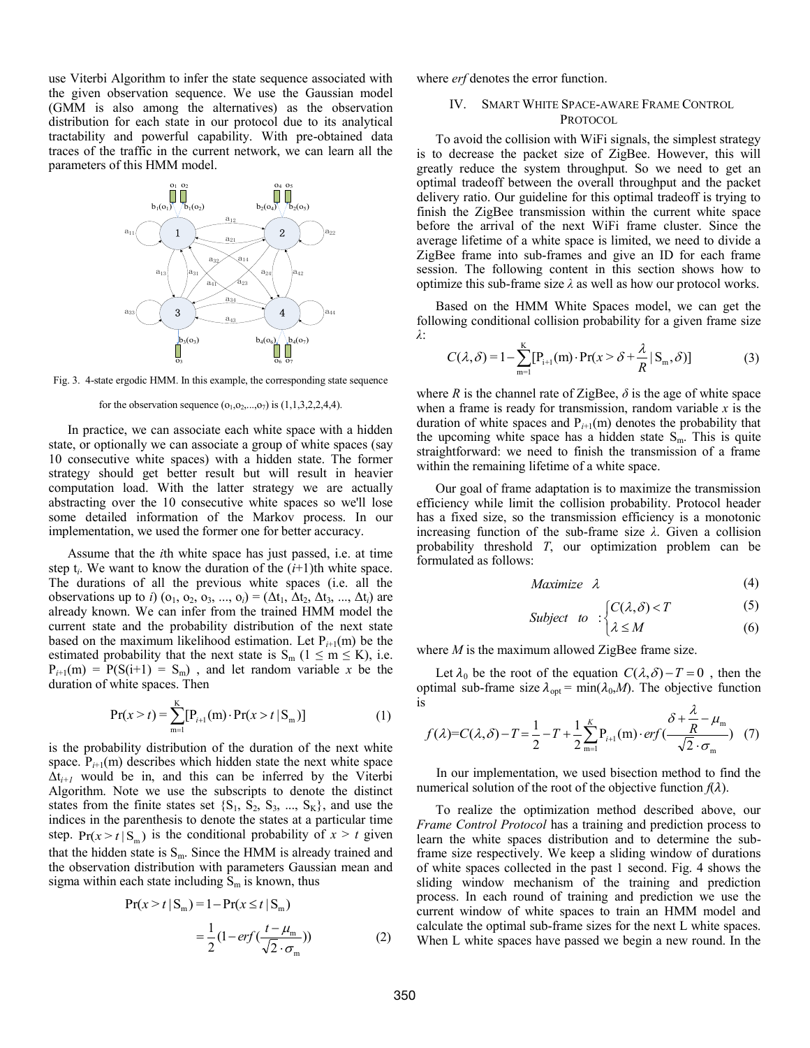use Viterbi Algorithm to infer the state sequence associated with the given observation sequence. We use the Gaussian model (GMM is also among the alternatives) as the observation distribution for each state in our protocol due to its analytical tractability and powerful capability. With pre-obtained data traces of the traffic in the current network, we can learn all the parameters of this HMM model.

Fig. 3. 4-state ergodic HMM. In this example, the corresponding state sequence for the observation sequence $(o_1, o_2, ..., o_7)$ is (1,1,3,2,2,4,4).

In practice, we can associate each white space with a hidden state, or optionally we can associate a group of white spaces (say 10 consecutive white spaces) with a hidden state. The former strategy should get better result but will result in heavier computation load. With the latter strategy we are actually abstracting over the 10 consecutive white spaces so we'll lose some detailed information of the Markov process. In our implementation, we used the former one for better accuracy.

Assume that the *i*th white space has just passed, i.e. at time step $t_i$. We want to know the duration of the $(i+1)$th white space. The durations of all the previous white spaces (i.e. all the observations up to $i$) $(o_1, o_2, o_3, ..., o_i) = (\Delta t_1, \Delta t_2, \Delta t_3, ..., \Delta t_i)$ are already known. We can infer from the trained HMM model the current state and the probability distribution of the next state based on the maximum likelihood estimation. Let $P_{i+1}(m)$ be the estimated probability that the next state is $S_m$ $(1 \leq m \leq K)$, i.e. $P_{i+1}(m) = P(S(i+1) = S_m)$ , and let random variable $x$ be the duration of white spaces. Then

$$\Pr(x > t) = \sum_{m=1}^{K}[P_{i+1}(m) \cdot \Pr(x > t \mid S_m)] \quad (1)$$

is the probability distribution of the duration of the next white space. $P_{i+1}(m)$ describes which hidden state the next white space $\Delta t_{i+1}$ would be in, and this can be inferred by the Viterbi Algorithm. Note we use the subscripts to denote the distinct states from the finite states set $\{S_1, S_2, S_3, ..., S_K\}$, and use the indices in the parenthesis to denote the states at a particular time step. $\Pr(x > t \mid S_m)$ is the conditional probability of $x > t$ given that the hidden state is $S_m$. Since the HMM is already trained and the observation distribution with parameters Gaussian mean and sigma within each state including $S_m$ is known, thus

$$\begin{aligned}\Pr(x > t \mid S_m) &= 1 - \Pr(x \leq t \mid S_m) \\ &= \frac{1}{2}\left(1 - erf\left(\frac{t - \mu_m}{\sqrt{2} \cdot \sigma_m}\right)\right)\end{aligned} \quad (2)$$

where *erf* denotes the error function.

## IV. Smart White Space-aware Frame Control Protocol

To avoid the collision with WiFi signals, the simplest strategy is to decrease the packet size of ZigBee. However, this will greatly reduce the system throughput. So we need to get an optimal tradeoff between the overall throughput and the packet delivery ratio. Our guideline for this optimal tradeoff is trying to finish the ZigBee transmission within the current white space before the arrival of the next WiFi frame cluster. Since the average lifetime of a white space is limited, we need to divide a ZigBee frame into sub-frames and give an ID for each frame session. The following content in this section shows how to optimize this sub-frame size $\lambda$ as well as how our protocol works.

Based on the HMM White Spaces model, we can get the following conditional collision probability for a given frame size $\lambda$:

$$C(\lambda, \delta) = 1 - \sum_{m=1}^{K}[P_{i+1}(m) \cdot \Pr(x > \delta + \frac{\lambda}{R} \mid S_m, \delta)] \quad (3)$$

where $R$ is the channel rate of ZigBee, $\delta$ is the age of white space when a frame is ready for transmission, random variable $x$ is the duration of white spaces and $P_{i+1}(m)$ denotes the probability that the upcoming white space has a hidden state $S_m$. This is quite straightforward: we need to finish the transmission of a frame within the remaining lifetime of a white space.

Our goal of frame adaptation is to maximize the transmission efficiency while limit the collision probability. Protocol header has a fixed size, so the transmission efficiency is a monotonic increasing function of the sub-frame size $\lambda$. Given a collision probability threshold $T$, our optimization problem can be formulated as follows:

$$Maximize \quad \lambda \quad (4)$$

$$Subject \;\; to \;\; : \begin{cases} C(\lambda, \delta) < T & (5) \\ \lambda \leq M & (6) \end{cases}$$

where $M$ is the maximum allowed ZigBee frame size.

Let $\lambda_0$ be the root of the equation $C(\lambda, \delta) - T = 0$ , then the optimal sub-frame size $\lambda_{opt} = \min(\lambda_0, M)$. The objective function is

$$f(\lambda) = C(\lambda, \delta) - T = \frac{1}{2} - T + \frac{1}{2}\sum_{m=1}^{K} P_{i+1}(m) \cdot erf\left(\frac{\delta + \frac{\lambda}{R} - \mu_m}{\sqrt{2} \cdot \sigma_m}\right) \quad (7)$$

In our implementation, we used bisection method to find the numerical solution of the root of the objective function $f(\lambda)$.

To realize the optimization method described above, our *Frame Control Protocol* has a training and prediction process to learn the white spaces distribution and to determine the sub-frame size respectively. We keep a sliding window of durations of white spaces collected in the past 1 second. Fig. 4 shows the sliding window mechanism of the training and prediction process. In each round of training and prediction we use the current window of white spaces to train an HMM model and calculate the optimal sub-frame sizes for the next L white spaces. When L white spaces have passed we begin a new round. In the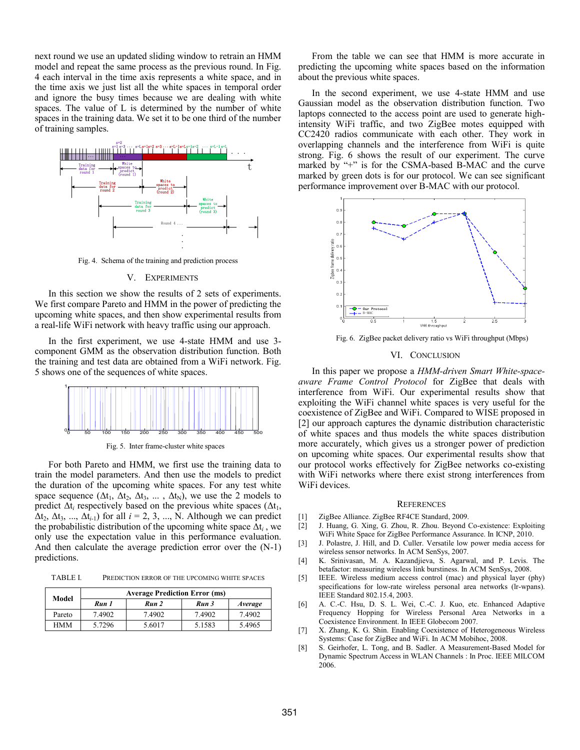next round we use an updated sliding window to retrain an HMM model and repeat the same process as the previous round. In Fig. 4 each interval in the time axis represents a white space, and in the time axis we just list all the white spaces in temporal order and ignore the busy times because we are dealing with white spaces. The value of L is determined by the number of white spaces in the training data. We set it to be one third of the number of training samples.

s=2
s=1 s=3 ... s=L s=1 s=2 s=3 ... s=L-1 s=L s=1 s=2 ... s=L-1 s=L
t
Training data for round 1
White spaces to predict (round 1)
Training data for round 2
White spaces to predict (round 2)
Training data for round 3
White spaces to predict (round 3)
Round 4 ...

Fig. 4. Schema of the training and prediction process

## V. Experiments

In this section we show the results of 2 sets of experiments. We first compare Pareto and HMM in the power of predicting the upcoming white spaces, and then show experimental results from a real-life WiFi network with heavy traffic using our approach.

In the first experiment, we use 4-state HMM and use 3-component GMM as the observation distribution function. Both the training and test data are obtained from a WiFi network. Fig. 5 shows one of the sequences of white spaces.

1
0
0 50 100 150 200 250 300 350 400 450 500

Fig. 5. Inter frame-cluster white spaces

For both Pareto and HMM, we first use the training data to train the model parameters. And then use the models to predict the duration of the upcoming white spaces. For any test white space sequence ($\Delta t_1$, $\Delta t_2$, $\Delta t_3$, ... , $\Delta t_N$), we use the 2 models to predict $\Delta t_i$ respectively based on the previous white spaces ($\Delta t_1$, $\Delta t_2$, $\Delta t_3$, ..., $\Delta t_{i-1}$) for all $i$ = 2, 3, ..., N. Although we can predict the probabilistic distribution of the upcoming white space $\Delta t_i$ , we only use the expectation value in this performance evaluation. And then calculate the average prediction error over the (N-1) predictions.

TABLE I. Prediction Error of the Upcoming White Spaces

| Model | Average Prediction Error (ms) | | | |
|---|---|---|---|---|
| | *Run 1* | *Run 2* | *Run 3* | *Average* |
| Pareto | 7.4902 | 7.4902 | 7.4902 | 7.4902 |
| HMM | 5.7296 | 5.6017 | 5.1583 | 5.4965 |

From the table we can see that HMM is more accurate in predicting the upcoming white spaces based on the information about the previous white spaces.

In the second experiment, we use 4-state HMM and use Gaussian model as the observation distribution function. Two laptops connected to the access point are used to generate high-intensity WiFi traffic, and two ZigBee motes equipped with CC2420 radios communicate with each other. They work in overlapping channels and the interference from WiFi is quite strong. Fig. 6 shows the result of our experiment. The curve marked by "+" is for the CSMA-based B-MAC and the curve marked by green dots is for our protocol. We can see significant performance improvement over B-MAC with our protocol.

ZigBee frame delivery ratio
WiFi throughput
Our Protocol
B-MAC
0 0.5 1 1.5 2 2.5 3
0 0.1 0.2 0.3 0.4 0.5 0.6 0.7 0.8 0.9 1

Fig. 6. ZigBee packet delivery ratio vs WiFi throughput (Mbps)

## VI. Conclusion

In this paper we propose a *HMM-driven Smart White-space-aware Frame Control Protocol* for ZigBee that deals with interference from WiFi. Our experimental results show that exploiting the WiFi channel white spaces is very useful for the coexistence of ZigBee and WiFi. Compared to WISE proposed in [2] our approach captures the dynamic distribution characteristic of white spaces and thus models the white spaces distribution more accurately, which gives us a stronger power of prediction on upcoming white spaces. Our experimental results show that our protocol works effectively for ZigBee networks co-existing with WiFi networks where there exist strong interferences from WiFi devices.

## References

[1] ZigBee Alliance. ZigBee RF4CE Standard, 2009.

[2] J. Huang, G. Xing, G. Zhou, R. Zhou. Beyond Co-existence: Exploiting WiFi White Space for ZigBee Performance Assurance. In ICNP, 2010.

[3] J. Polastre, J. Hill, and D. Culler. Versatile low power media access for wireless sensor networks. In ACM SenSys, 2007.

[4] K. Srinivasan, M. A. Kazandjieva, S. Agarwal, and P. Levis. The betafactor: measuring wireless link burstiness. In ACM SenSys, 2008.

[5] IEEE. Wireless medium access control (mac) and physical layer (phy) specifications for low-rate wireless personal area networks (lr-wpans). IEEE Standard 802.15.4, 2003.

[6] A. C.-C. Hsu, D. S. L. Wei, C.-C. J. Kuo, etc. Enhanced Adaptive Frequency Hopping for Wireless Personal Area Networks in a Coexistence Environment. In IEEE Globecom 2007.

[7] X. Zhang, K. G. Shin. Enabling Coexistence of Heterogeneous Wireless Systems: Case for ZigBee and WiFi. In ACM Mobihoc, 2008.

[8] S. Geirhofer, L. Tong, and B. Sadler. A Measurement-Based Model for Dynamic Spectrum Access in WLAN Channels : In Proc. IEEE MILCOM 2006.